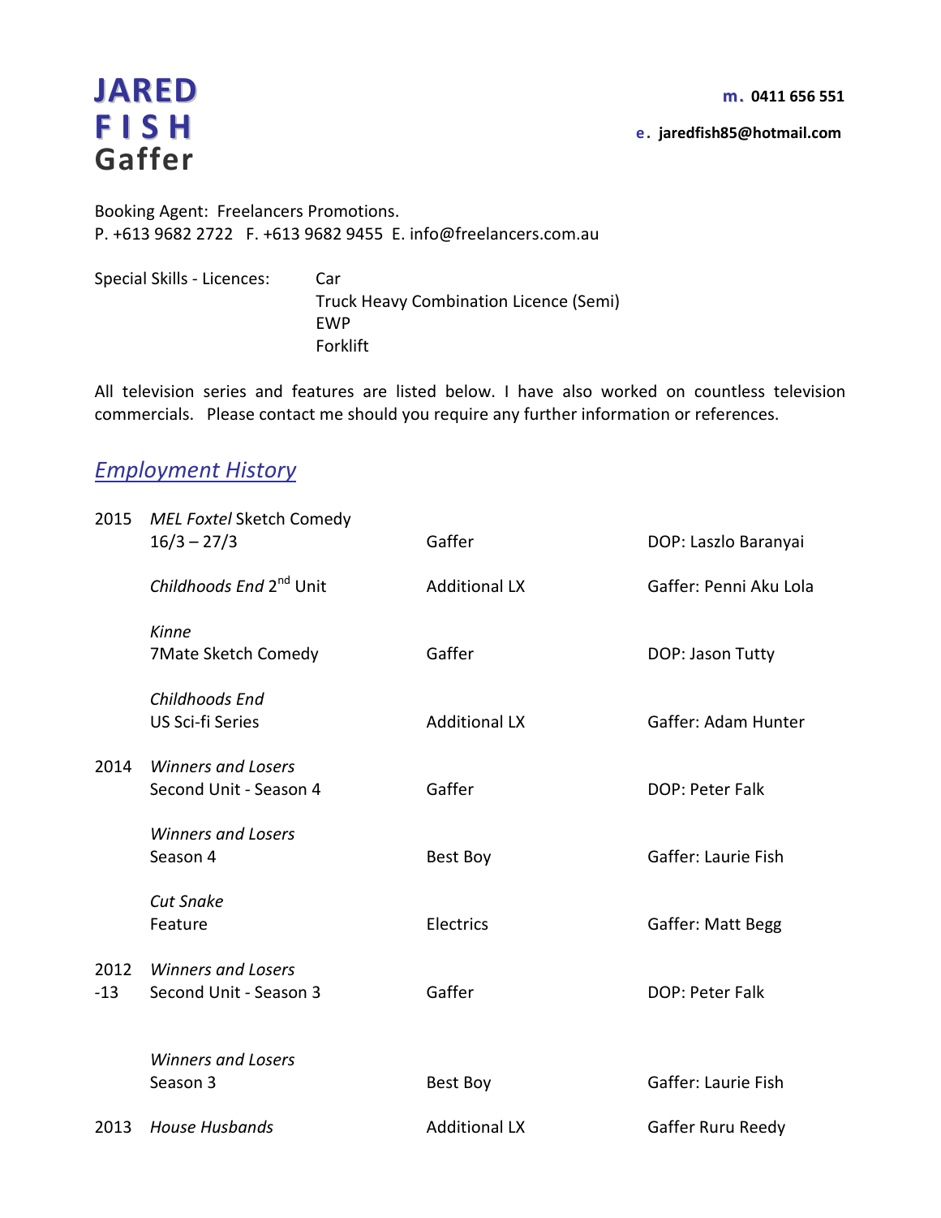# JARED FISH
## Gaffer

**m.** **0411 656 551**

**e.** **jaredfish85@hotmail.com**

Booking Agent: Freelancers Promotions.
P. +613 9682 2722 F. +613 9682 9455 E. info@freelancers.com.au

| Special Skills - Licences: | Car |
|---|---|
| | Truck Heavy Combination Licence (Semi) |
| | EWP |
| | Forklift |

All television series and features are listed below. I have also worked on countless television commercials. Please contact me should you require any further information or references.

## *Employment History*

| Year | Production | Role | Contact |
|---|---|---|---|
| 2015 | *MEL Foxtel* Sketch Comedy 16/3 – 27/3 | Gaffer | DOP: Laszlo Baranyai |
| | *Childhoods End* 2nd Unit | Additional LX | Gaffer: Penni Aku Lola |
| | *Kinne* 7Mate Sketch Comedy | Gaffer | DOP: Jason Tutty |
| | *Childhoods End* US Sci-fi Series | Additional LX | Gaffer: Adam Hunter |
| 2014 | *Winners and Losers* Second Unit - Season 4 | Gaffer | DOP: Peter Falk |
| | *Winners and Losers* Season 4 | Best Boy | Gaffer: Laurie Fish |
| | *Cut Snake* Feature | Electrics | Gaffer: Matt Begg |
| 2012 -13 | *Winners and Losers* Second Unit - Season 3 | Gaffer | DOP: Peter Falk |
| | *Winners and Losers* Season 3 | Best Boy | Gaffer: Laurie Fish |
| 2013 | *House Husbands* | Additional LX | Gaffer Ruru Reedy |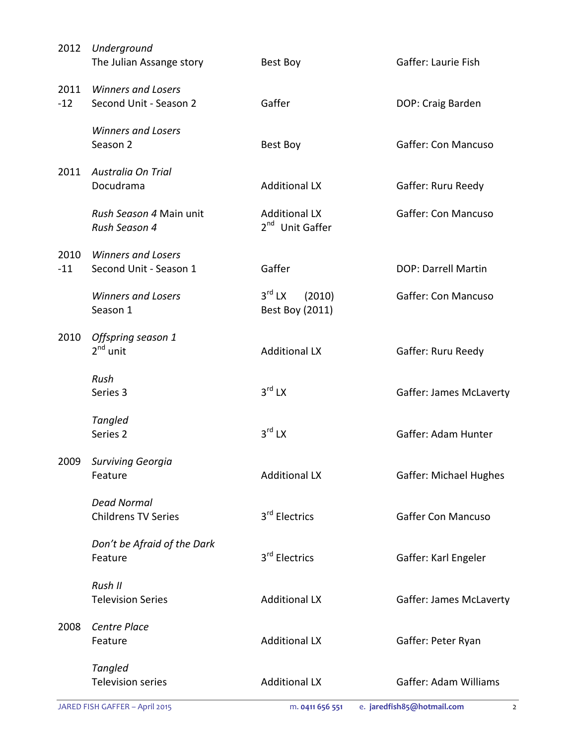| | | | |
|---|---|---|---|
| 2012 | *Underground*<br>The Julian Assange story | Best Boy | Gaffer: Laurie Fish |
| 2011 -12 | *Winners and Losers*<br>Second Unit - Season 2 | Gaffer | DOP: Craig Barden |
| | *Winners and Losers*<br>Season 2 | Best Boy | Gaffer: Con Mancuso |
| 2011 | *Australia On Trial*<br>Docudrama | Additional LX | Gaffer: Ruru Reedy |
| | *Rush Season 4* Main unit<br>*Rush Season 4* | Additional LX<br>2nd Unit Gaffer | Gaffer: Con Mancuso |
| 2010 -11 | *Winners and Losers*<br>Second Unit - Season 1 | Gaffer | DOP: Darrell Martin |
| | *Winners and Losers*<br>Season 1 | 3rd LX (2010)<br>Best Boy (2011) | Gaffer: Con Mancuso |
| 2010 | *Offspring season 1*<br>2nd unit | Additional LX | Gaffer: Ruru Reedy |
| | *Rush*<br>Series 3 | 3rd LX | Gaffer: James McLaverty |
| | *Tangled*<br>Series 2 | 3rd LX | Gaffer: Adam Hunter |
| 2009 | *Surviving Georgia*<br>Feature | Additional LX | Gaffer: Michael Hughes |
| | *Dead Normal*<br>Childrens TV Series | 3rd Electrics | Gaffer Con Mancuso |
| | *Don't be Afraid of the Dark*<br>Feature | 3rd Electrics | Gaffer: Karl Engeler |
| | *Rush II*<br>Television Series | Additional LX | Gaffer: James McLaverty |
| 2008 | *Centre Place*<br>Feature | Additional LX | Gaffer: Peter Ryan |
| | *Tangled*<br>Television series | Additional LX | Gaffer: Adam Williams |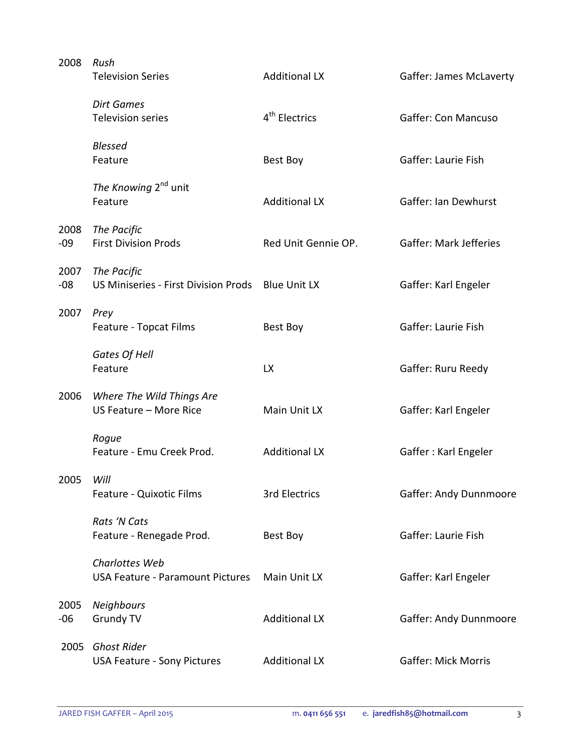| | | | |
|---|---|---|---|
| 2008 | *Rush*<br>Television Series | Additional LX | Gaffer: James McLaverty |
| | *Dirt Games*<br>Television series | 4th Electrics | Gaffer: Con Mancuso |
| | *Blessed*<br>Feature | Best Boy | Gaffer: Laurie Fish |
| | *The Knowing* 2nd unit<br>Feature | Additional LX | Gaffer: Ian Dewhurst |
| 2008 -09 | *The Pacific*<br>First Division Prods | Red Unit Gennie OP. | Gaffer: Mark Jefferies |
| 2007 -08 | *The Pacific*<br>US Miniseries - First Division Prods | Blue Unit LX | Gaffer: Karl Engeler |
| 2007 | *Prey*<br>Feature - Topcat Films | Best Boy | Gaffer: Laurie Fish |
| | *Gates Of Hell*<br>Feature | LX | Gaffer: Ruru Reedy |
| 2006 | *Where The Wild Things Are*<br>US Feature – More Rice | Main Unit LX | Gaffer: Karl Engeler |
| | *Rogue*<br>Feature - Emu Creek Prod. | Additional LX | Gaffer : Karl Engeler |
| 2005 | *Will*<br>Feature - Quixotic Films | 3rd Electrics | Gaffer: Andy Dunnmoore |
| | *Rats 'N Cats*<br>Feature - Renegade Prod. | Best Boy | Gaffer: Laurie Fish |
| | *Charlottes Web*<br>USA Feature - Paramount Pictures | Main Unit LX | Gaffer: Karl Engeler |
| 2005 -06 | *Neighbours*<br>Grundy TV | Additional LX | Gaffer: Andy Dunnmoore |
| 2005 | *Ghost Rider*<br>USA Feature - Sony Pictures | Additional LX | Gaffer: Mick Morris |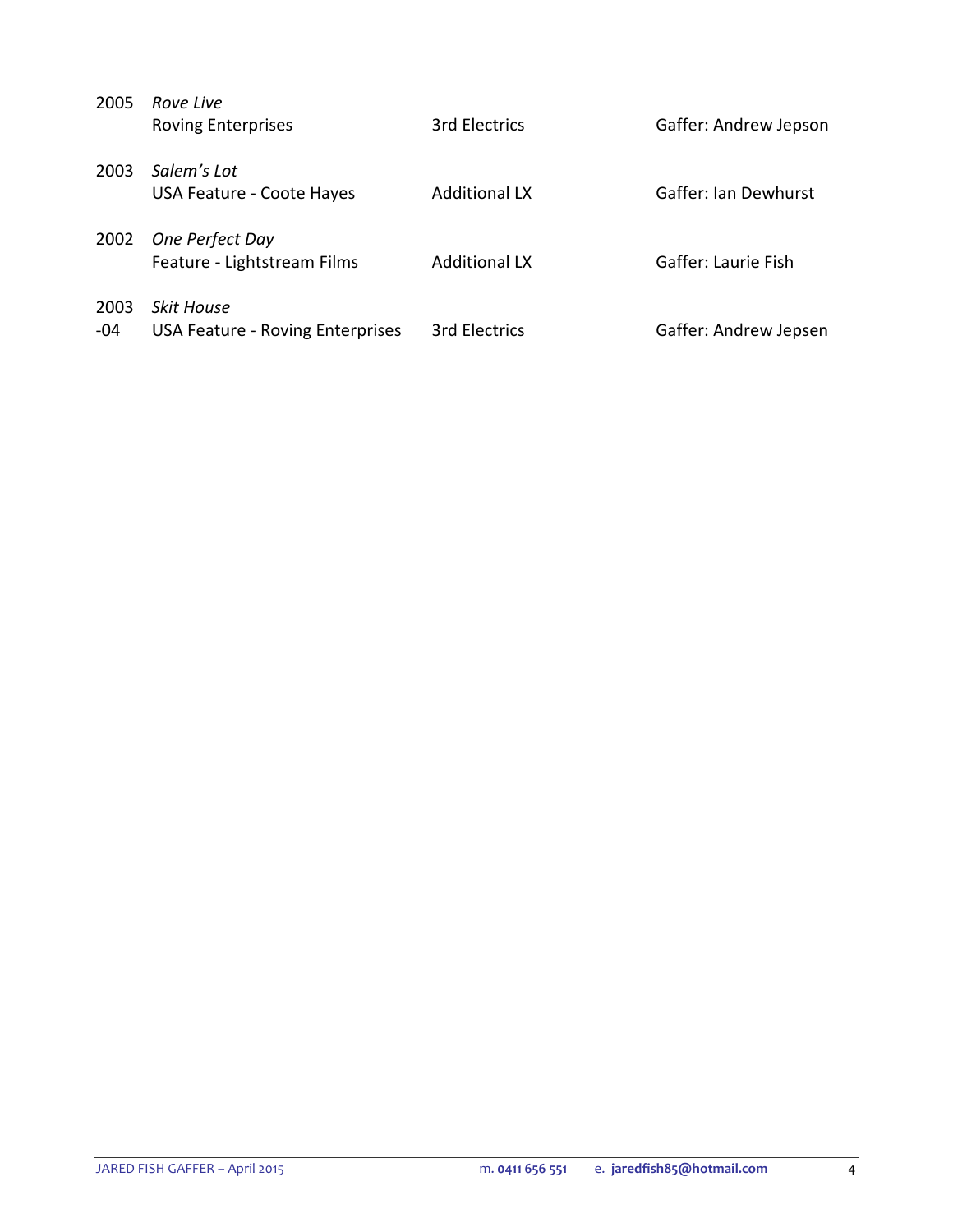| | | | |
|---|---|---|---|
| 2005 | *Rove Live*<br>Roving Enterprises | 3rd Electrics | Gaffer: Andrew Jepson |
| 2003 | *Salem's Lot*<br>USA Feature - Coote Hayes | Additional LX | Gaffer: Ian Dewhurst |
| 2002 | *One Perfect Day*<br>Feature - Lightstream Films | Additional LX | Gaffer: Laurie Fish |
| 2003<br>-04 | *Skit House*<br>USA Feature - Roving Enterprises | 3rd Electrics | Gaffer: Andrew Jepsen |